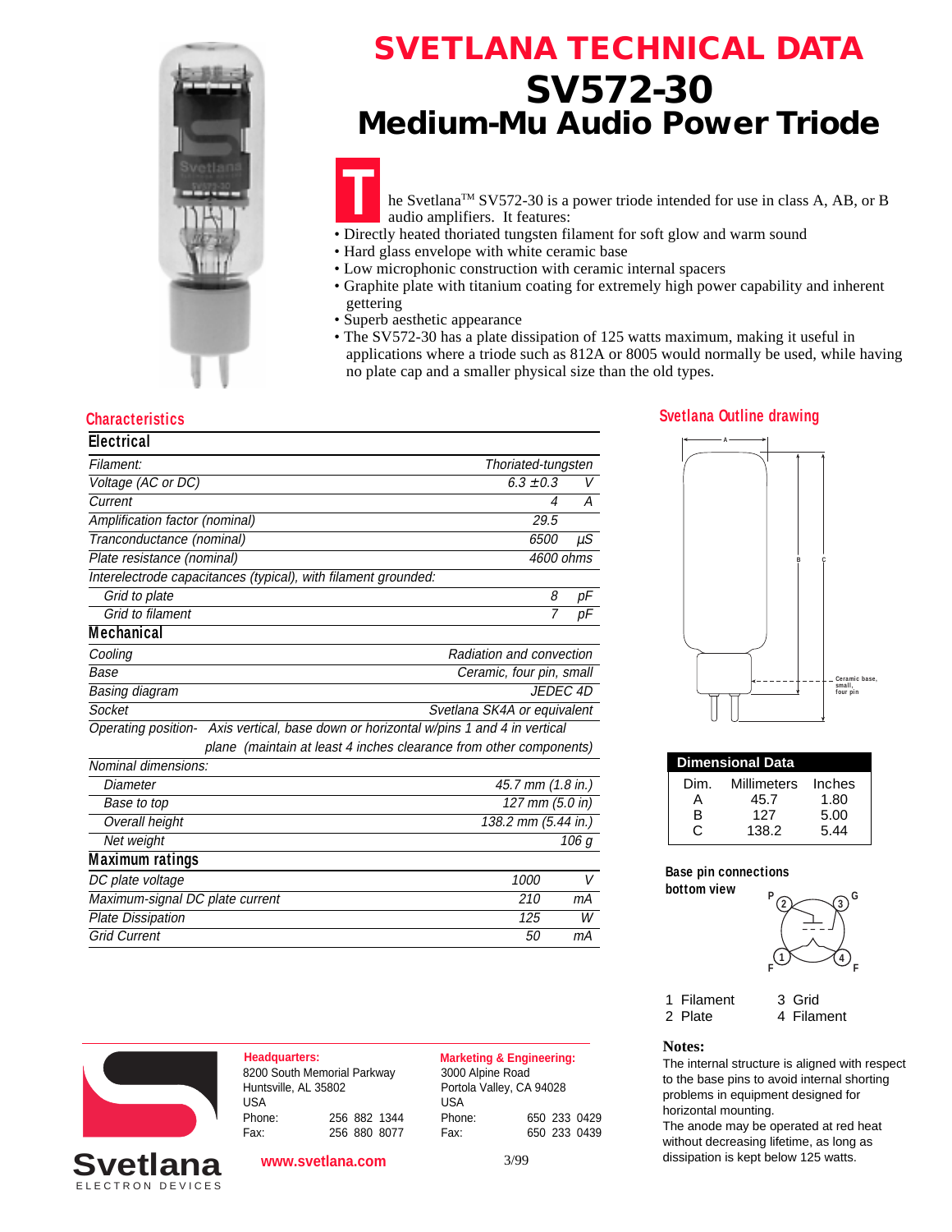# SVETLANA TECHNICAL DATA

# SV572-30

## Medium-Mu Audio Power Triode

The Svetlana™ SV572-30 is a power triode intended for use in class A, AB, or B audio amplifiers. It features:

- Directly heated thoriated tungsten filament for soft glow and warm sound
- Hard glass envelope with white ceramic base
- Low microphonic construction with ceramic internal spacers
- Graphite plate with titanium coating for extremely high power capability and inherent gettering
- Superb aesthetic appearance
- The SV572-30 has a plate dissipation of 125 watts maximum, making it useful in applications where a triode such as 812A or 8005 would normally be used, while having no plate cap and a smaller physical size than the old types.

## Characteristics

### Electrical

| | | |
|---|---|---|
| *Filament:* | *Thoriated-tungsten* | |
| *Voltage (AC or DC)* | *6.3 ±0.3* | *V* |
| *Current* | *4* | *A* |
| *Amplification factor (nominal)* | *29.5* | |
| *Tranconductance (nominal)* | *6500* | *µS* |
| *Plate resistance (nominal)* | *4600 ohms* | |
| *Interelectrode capacitances (typical), with filament grounded:* | | |
| *Grid to plate* | *8* | *pF* |
| *Grid to filament* | *7* | *pF* |

### Mechanical

| | |
|---|---|
| *Cooling* | *Radiation and convection* |
| *Base* | *Ceramic, four pin, small* |
| *Basing diagram* | *JEDEC 4D* |
| *Socket* | *Svetlana SK4A or equivalent* |
| *Operating position-* | *Axis vertical, base down or horizontal w/pins 1 and 4 in vertical plane (maintain at least 4 inches clearance from other components)* |
| *Nominal dimensions:* | |
| *Diameter* | *45.7 mm (1.8 in.)* |
| *Base to top* | *127 mm (5.0 in)* |
| *Overall height* | *138.2 mm (5.44 in.)* |
| *Net weight* | *106 g* |

### Maximum ratings

| | | |
|---|---|---|
| *DC plate voltage* | *1000* | *V* |
| *Maximum-signal DC plate current* | *210* | *mA* |
| *Plate Dissipation* | *125* | *W* |
| *Grid Current* | *50* | *mA* |

## Svetlana Outline drawing

A, B, C — Ceramic base, small, four pin

### Dimensional Data

| Dim. | Millimeters | Inches |
|---|---|---|
| A | 45.7 | 1.80 |
| B | 127 | 5.00 |
| C | 138.2 | 5.44 |

### Base pin connections bottom view

| | |
|---|---|
| 1 Filament | 3 Grid |
| 2 Plate | 4 Filament |

### Notes:

The internal structure is aligned with respect to the base pins to avoid internal shorting problems in equipment designed for horizontal mounting.
The anode may be operated at red heat without decreasing lifetime, as long as dissipation is kept below 125 watts.

**Svetlana** ELECTRON DEVICES

**Headquarters:**
8200 South Memorial Parkway
Huntsville, AL 35802
USA
Phone: 256 882 1344
Fax: 256 880 8077

**Marketing & Engineering:**
3000 Alpine Road
Portola Valley, CA 94028
USA
Phone: 650 233 0429
Fax: 650 233 0439

**www.svetlana.com**

3/99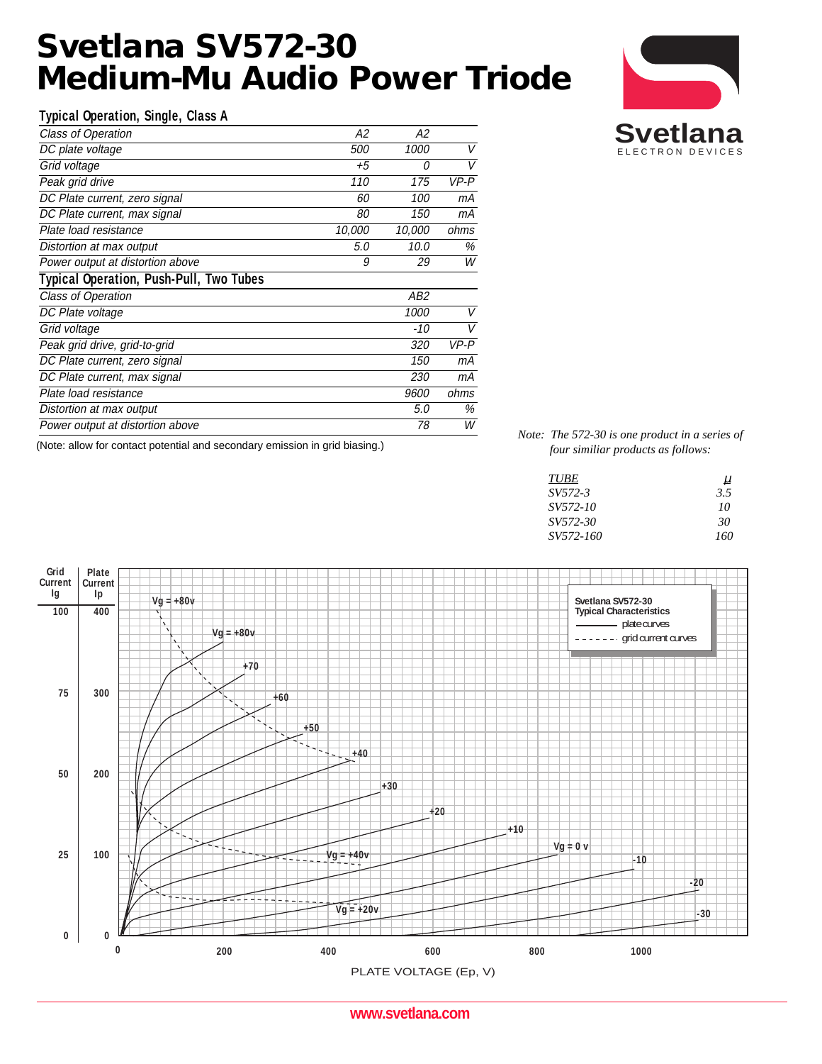# Svetlana SV572-30 Medium-Mu Audio Power Triode

Svetlana
ELECTRON DEVICES

### Typical Operation, Single, Class A

| Class of Operation | A2 | A2 | |
|---|---|---|---|
| DC plate voltage | 500 | 1000 | V |
| Grid voltage | +5 | 0 | V |
| Peak grid drive | 110 | 175 | VP-P |
| DC Plate current, zero signal | 60 | 100 | mA |
| DC Plate current, max signal | 80 | 150 | mA |
| Plate load resistance | 10,000 | 10,000 | ohms |
| Distortion at max output | 5.0 | 10.0 | % |
| Power output at distortion above | 9 | 29 | W |

### Typical Operation, Push-Pull, Two Tubes

| Class of Operation | AB2 | |
|---|---|---|
| DC Plate voltage | 1000 | V |
| Grid voltage | -10 | V |
| Peak grid drive, grid-to-grid | 320 | VP-P |
| DC Plate current, zero signal | 150 | mA |
| DC Plate current, max signal | 230 | mA |
| Plate load resistance | 9600 | ohms |
| Distortion at max output | 5.0 | % |
| Power output at distortion above | 78 | W |

(Note: allow for contact potential and secondary emission in grid biasing.)

*Note: The 572-30 is one product in a series of four similiar products as follows:*

| TUBE | μ |
|---|---|
| SV572-3 | 3.5 |
| SV572-10 | 10 |
| SV572-30 | 30 |
| SV572-160 | 160 |

Svetlana SV572-30
Typical Characteristics
plate curves
grid current curves

Grid Current Ig
Plate Current Ip
100 400
75 300
50 200
25 100
0 0

Vg = +80v
Vg = +80v
+70
+60
+50
+40
+30
+20
+10
Vg = 0 v
-10
-20
-30
Vg = +40v
Vg = +20v

0 200 400 600 800 1000

PLATE VOLTAGE (Ep, V)

www.svetlana.com